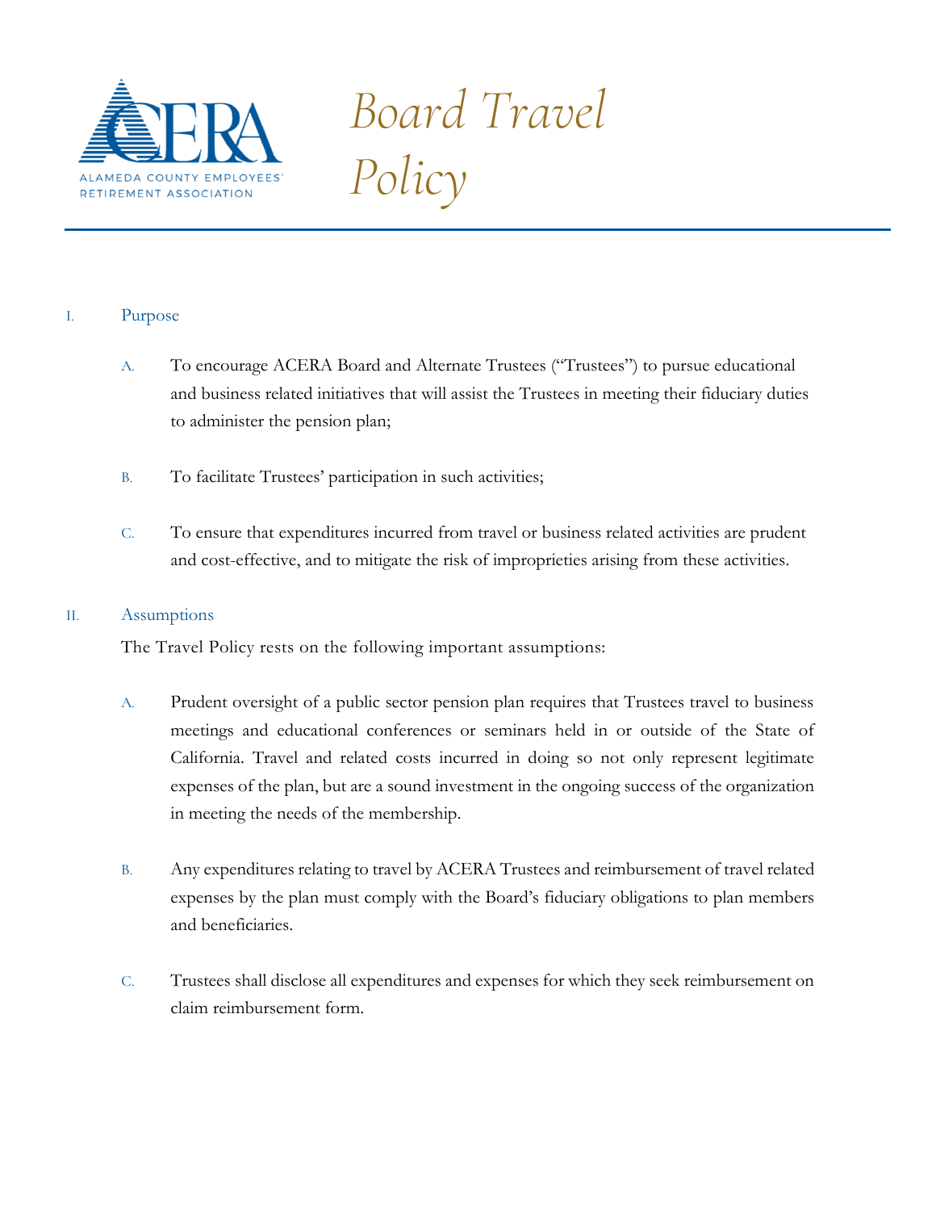# Board Travel Policy

## I. Purpose

A. To encourage ACERA Board and Alternate Trustees ("Trustees") to pursue educational and business related initiatives that will assist the Trustees in meeting their fiduciary duties to administer the pension plan;

B. To facilitate Trustees' participation in such activities;

C. To ensure that expenditures incurred from travel or business related activities are prudent and cost-effective, and to mitigate the risk of improprieties arising from these activities.

## II. Assumptions

The Travel Policy rests on the following important assumptions:

A. Prudent oversight of a public sector pension plan requires that Trustees travel to business meetings and educational conferences or seminars held in or outside of the State of California. Travel and related costs incurred in doing so not only represent legitimate expenses of the plan, but are a sound investment in the ongoing success of the organization in meeting the needs of the membership.

B. Any expenditures relating to travel by ACERA Trustees and reimbursement of travel related expenses by the plan must comply with the Board's fiduciary obligations to plan members and beneficiaries.

C. Trustees shall disclose all expenditures and expenses for which they seek reimbursement on claim reimbursement form.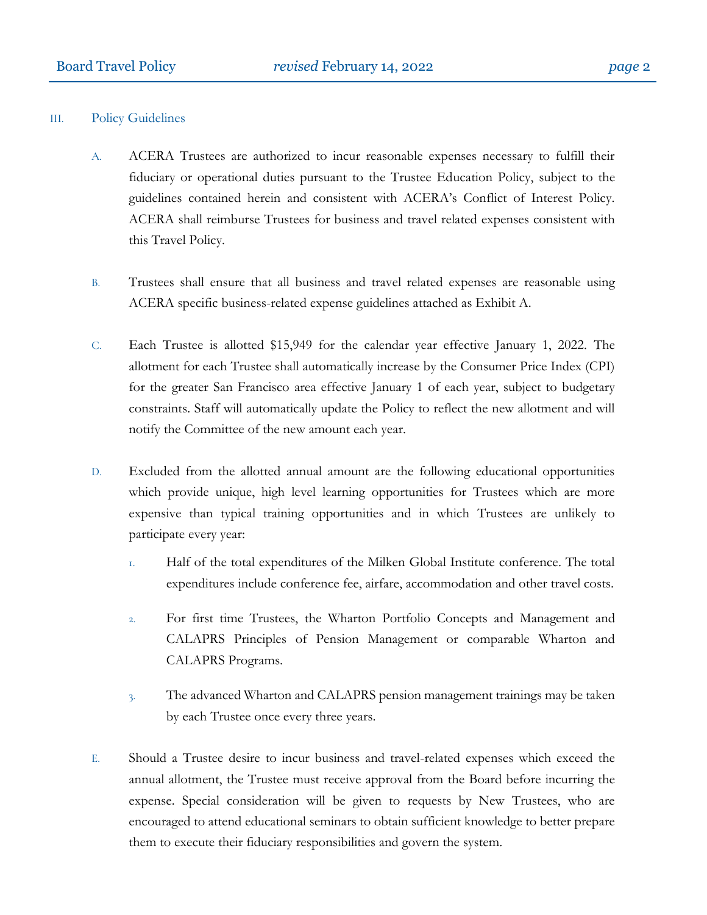## III. Policy Guidelines

A. ACERA Trustees are authorized to incur reasonable expenses necessary to fulfill their fiduciary or operational duties pursuant to the Trustee Education Policy, subject to the guidelines contained herein and consistent with ACERA's Conflict of Interest Policy. ACERA shall reimburse Trustees for business and travel related expenses consistent with this Travel Policy.

B. Trustees shall ensure that all business and travel related expenses are reasonable using ACERA specific business-related expense guidelines attached as Exhibit A.

C. Each Trustee is allotted $15,949 for the calendar year effective January 1, 2022. The allotment for each Trustee shall automatically increase by the Consumer Price Index (CPI) for the greater San Francisco area effective January 1 of each year, subject to budgetary constraints. Staff will automatically update the Policy to reflect the new allotment and will notify the Committee of the new amount each year.

D. Excluded from the allotted annual amount are the following educational opportunities which provide unique, high level learning opportunities for Trustees which are more expensive than typical training opportunities and in which Trustees are unlikely to participate every year:

   1. Half of the total expenditures of the Milken Global Institute conference. The total expenditures include conference fee, airfare, accommodation and other travel costs.

   2. For first time Trustees, the Wharton Portfolio Concepts and Management and CALAPRS Principles of Pension Management or comparable Wharton and CALAPRS Programs.

   3. The advanced Wharton and CALAPRS pension management trainings may be taken by each Trustee once every three years.

E. Should a Trustee desire to incur business and travel-related expenses which exceed the annual allotment, the Trustee must receive approval from the Board before incurring the expense. Special consideration will be given to requests by New Trustees, who are encouraged to attend educational seminars to obtain sufficient knowledge to better prepare them to execute their fiduciary responsibilities and govern the system.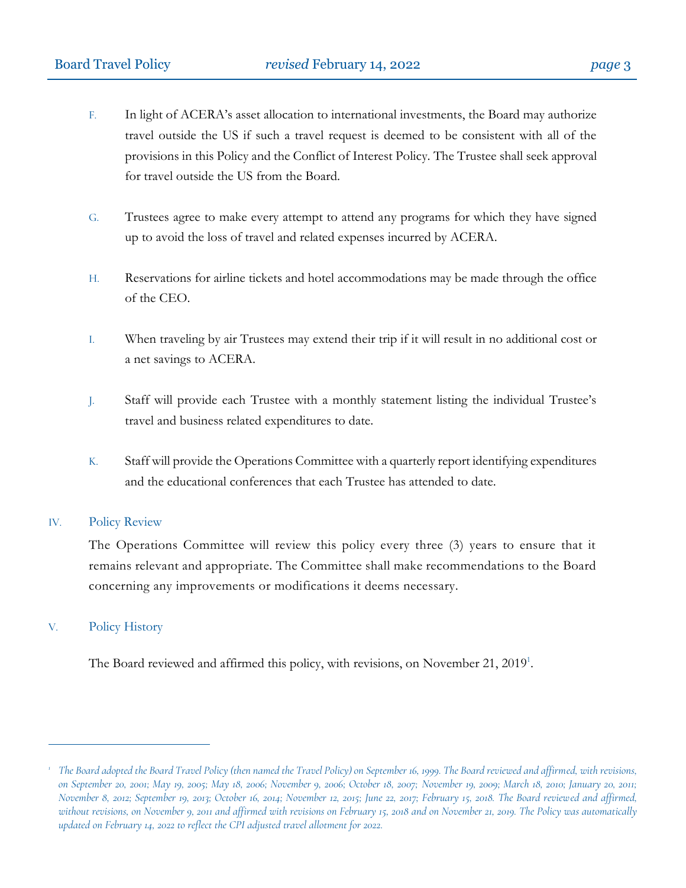F. In light of ACERA's asset allocation to international investments, the Board may authorize travel outside the US if such a travel request is deemed to be consistent with all of the provisions in this Policy and the Conflict of Interest Policy. The Trustee shall seek approval for travel outside the US from the Board.

G. Trustees agree to make every attempt to attend any programs for which they have signed up to avoid the loss of travel and related expenses incurred by ACERA.

H. Reservations for airline tickets and hotel accommodations may be made through the office of the CEO.

I. When traveling by air Trustees may extend their trip if it will result in no additional cost or a net savings to ACERA.

J. Staff will provide each Trustee with a monthly statement listing the individual Trustee's travel and business related expenditures to date.

K. Staff will provide the Operations Committee with a quarterly report identifying expenditures and the educational conferences that each Trustee has attended to date.

## IV. Policy Review

The Operations Committee will review this policy every three (3) years to ensure that it remains relevant and appropriate. The Committee shall make recommendations to the Board concerning any improvements or modifications it deems necessary.

## V. Policy History

The Board reviewed and affirmed this policy, with revisions, on November 21, 2019[1].

---

[1] *The Board adopted the Board Travel Policy (then named the Travel Policy) on September 16, 1999. The Board reviewed and affirmed, with revisions, on September 20, 2001; May 19, 2005; May 18, 2006; November 9, 2006; October 18, 2007; November 19, 2009; March 18, 2010; January 20, 2011; November 8, 2012; September 19, 2013; October 16, 2014; November 12, 2015; June 22, 2017; February 15, 2018. The Board reviewed and affirmed, without revisions, on November 9, 2011 and affirmed with revisions on February 15, 2018 and on November 21, 2019. The Policy was automatically updated on February 14, 2022 to reflect the CPI adjusted travel allotment for 2022.*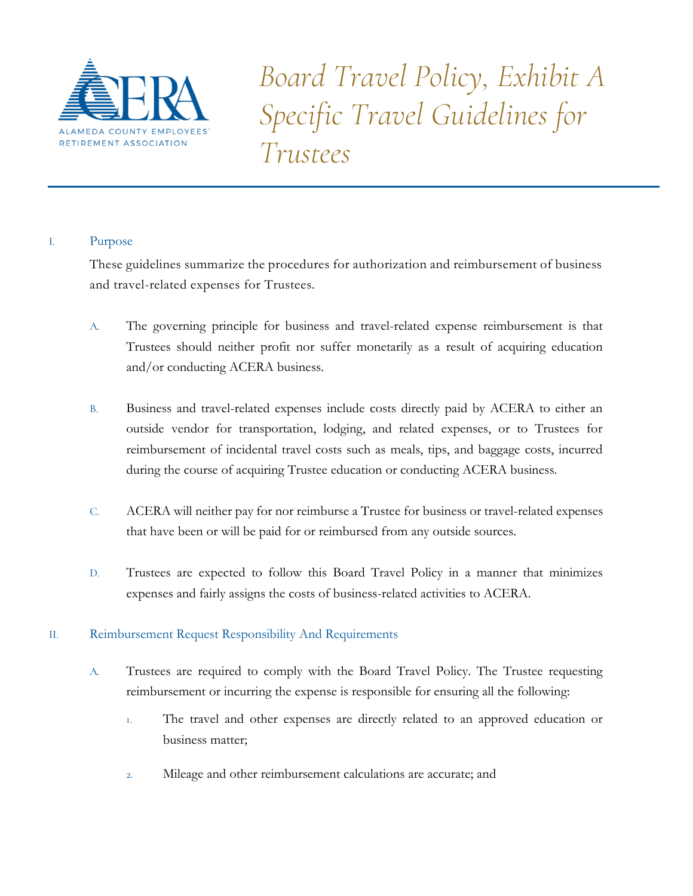# Board Travel Policy, Exhibit A Specific Travel Guidelines for Trustees

## I. Purpose

These guidelines summarize the procedures for authorization and reimbursement of business and travel-related expenses for Trustees.

A. The governing principle for business and travel-related expense reimbursement is that Trustees should neither profit nor suffer monetarily as a result of acquiring education and/or conducting ACERA business.

B. Business and travel-related expenses include costs directly paid by ACERA to either an outside vendor for transportation, lodging, and related expenses, or to Trustees for reimbursement of incidental travel costs such as meals, tips, and baggage costs, incurred during the course of acquiring Trustee education or conducting ACERA business.

C. ACERA will neither pay for nor reimburse a Trustee for business or travel-related expenses that have been or will be paid for or reimbursed from any outside sources.

D. Trustees are expected to follow this Board Travel Policy in a manner that minimizes expenses and fairly assigns the costs of business-related activities to ACERA.

## II. Reimbursement Request Responsibility And Requirements

A. Trustees are required to comply with the Board Travel Policy. The Trustee requesting reimbursement or incurring the expense is responsible for ensuring all the following:

1. The travel and other expenses are directly related to an approved education or business matter;

2. Mileage and other reimbursement calculations are accurate; and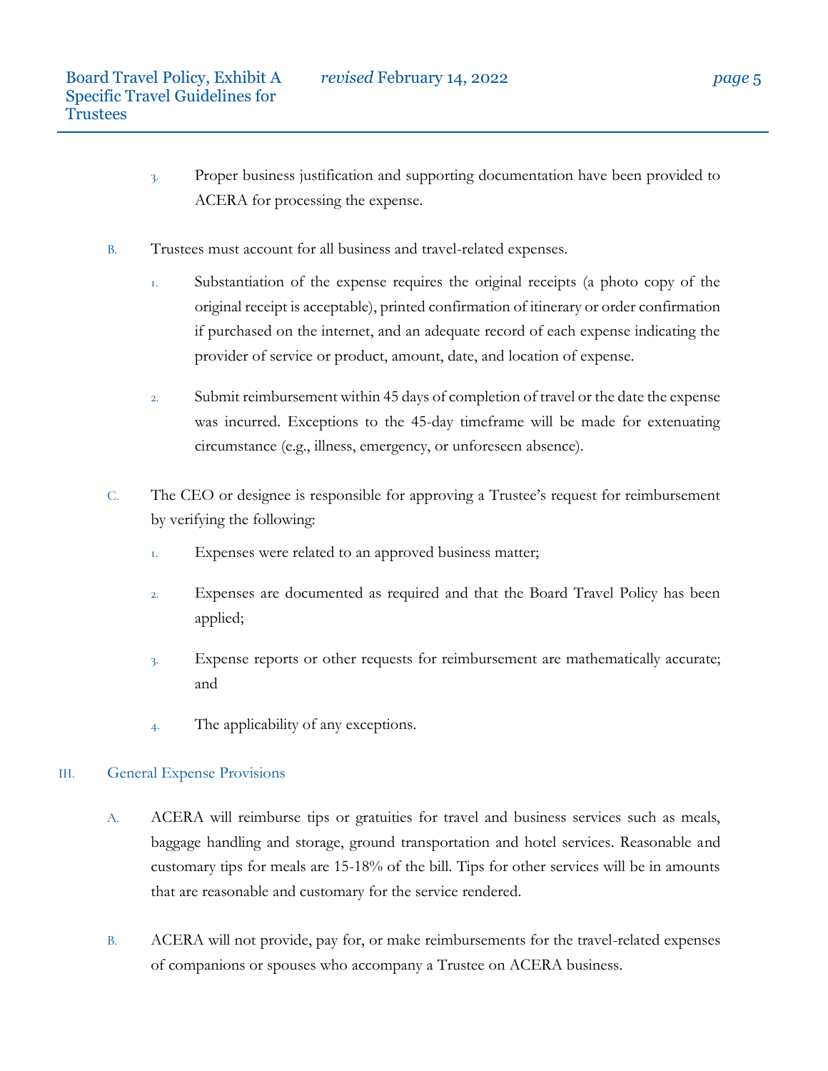3. Proper business justification and supporting documentation have been provided to ACERA for processing the expense.

B. Trustees must account for all business and travel-related expenses.

   1. Substantiation of the expense requires the original receipts (a photo copy of the original receipt is acceptable), printed confirmation of itinerary or order confirmation if purchased on the internet, and an adequate record of each expense indicating the provider of service or product, amount, date, and location of expense.

   2. Submit reimbursement within 45 days of completion of travel or the date the expense was incurred. Exceptions to the 45-day timeframe will be made for extenuating circumstance (e.g., illness, emergency, or unforeseen absence).

C. The CEO or designee is responsible for approving a Trustee's request for reimbursement by verifying the following:

   1. Expenses were related to an approved business matter;

   2. Expenses are documented as required and that the Board Travel Policy has been applied;

   3. Expense reports or other requests for reimbursement are mathematically accurate; and

   4. The applicability of any exceptions.

## III. General Expense Provisions

A. ACERA will reimburse tips or gratuities for travel and business services such as meals, baggage handling and storage, ground transportation and hotel services. Reasonable and customary tips for meals are 15-18% of the bill. Tips for other services will be in amounts that are reasonable and customary for the service rendered.

B. ACERA will not provide, pay for, or make reimbursements for the travel-related expenses of companions or spouses who accompany a Trustee on ACERA business.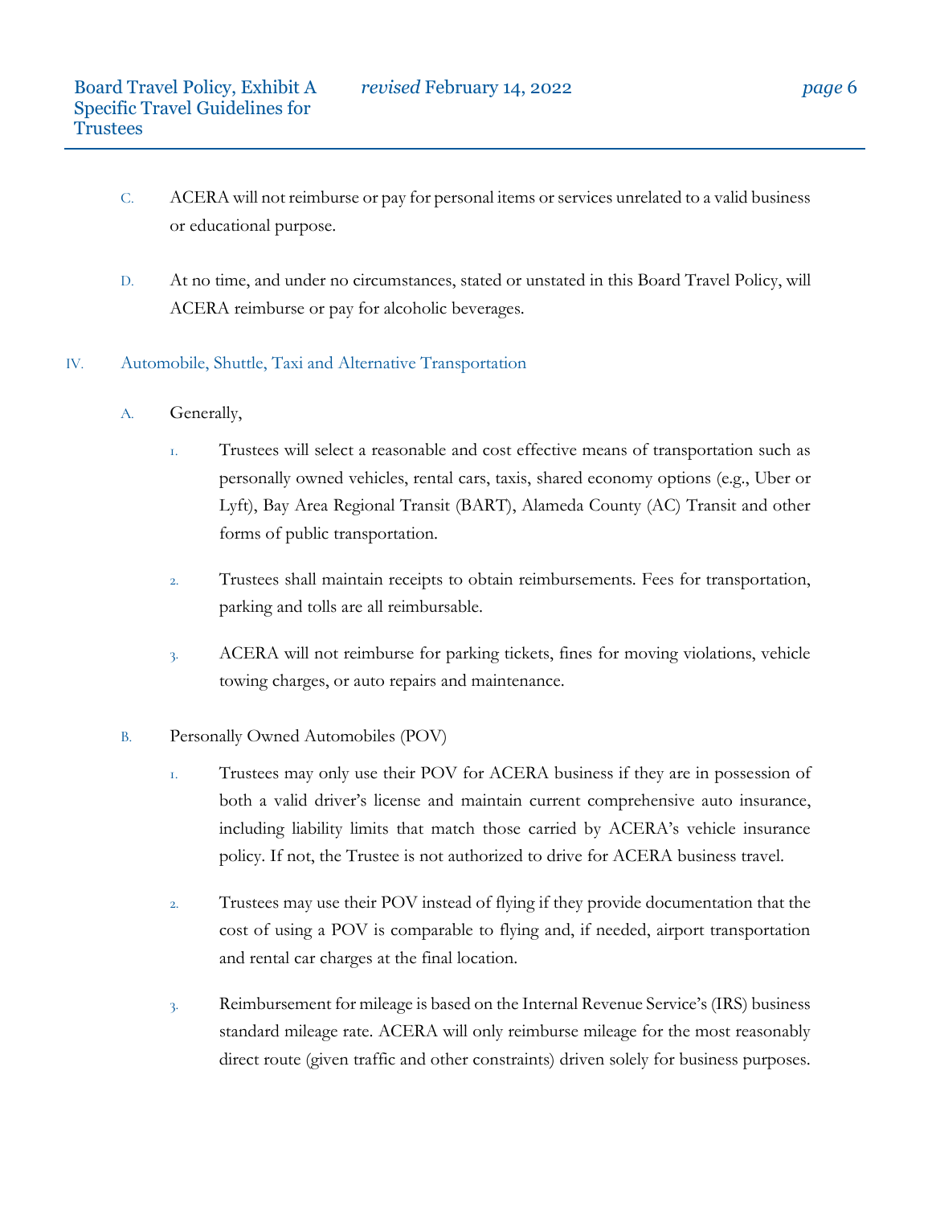C. ACERA will not reimburse or pay for personal items or services unrelated to a valid business or educational purpose.

D. At no time, and under no circumstances, stated or unstated in this Board Travel Policy, will ACERA reimburse or pay for alcoholic beverages.

## IV. Automobile, Shuttle, Taxi and Alternative Transportation

A. Generally,

1. Trustees will select a reasonable and cost effective means of transportation such as personally owned vehicles, rental cars, taxis, shared economy options (e.g., Uber or Lyft), Bay Area Regional Transit (BART), Alameda County (AC) Transit and other forms of public transportation.

2. Trustees shall maintain receipts to obtain reimbursements. Fees for transportation, parking and tolls are all reimbursable.

3. ACERA will not reimburse for parking tickets, fines for moving violations, vehicle towing charges, or auto repairs and maintenance.

B. Personally Owned Automobiles (POV)

1. Trustees may only use their POV for ACERA business if they are in possession of both a valid driver's license and maintain current comprehensive auto insurance, including liability limits that match those carried by ACERA's vehicle insurance policy. If not, the Trustee is not authorized to drive for ACERA business travel.

2. Trustees may use their POV instead of flying if they provide documentation that the cost of using a POV is comparable to flying and, if needed, airport transportation and rental car charges at the final location.

3. Reimbursement for mileage is based on the Internal Revenue Service's (IRS) business standard mileage rate. ACERA will only reimburse mileage for the most reasonably direct route (given traffic and other constraints) driven solely for business purposes.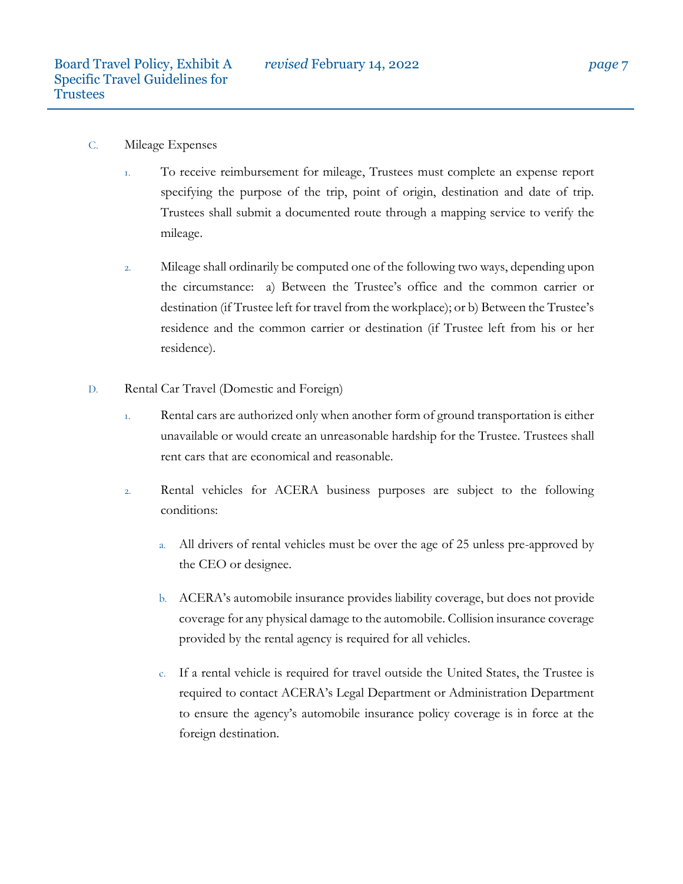C. Mileage Expenses

1. To receive reimbursement for mileage, Trustees must complete an expense report specifying the purpose of the trip, point of origin, destination and date of trip. Trustees shall submit a documented route through a mapping service to verify the mileage.

2. Mileage shall ordinarily be computed one of the following two ways, depending upon the circumstance: a) Between the Trustee's office and the common carrier or destination (if Trustee left for travel from the workplace); or b) Between the Trustee's residence and the common carrier or destination (if Trustee left from his or her residence).

D. Rental Car Travel (Domestic and Foreign)

1. Rental cars are authorized only when another form of ground transportation is either unavailable or would create an unreasonable hardship for the Trustee. Trustees shall rent cars that are economical and reasonable.

2. Rental vehicles for ACERA business purposes are subject to the following conditions:

   a. All drivers of rental vehicles must be over the age of 25 unless pre-approved by the CEO or designee.

   b. ACERA's automobile insurance provides liability coverage, but does not provide coverage for any physical damage to the automobile. Collision insurance coverage provided by the rental agency is required for all vehicles.

   c. If a rental vehicle is required for travel outside the United States, the Trustee is required to contact ACERA's Legal Department or Administration Department to ensure the agency's automobile insurance policy coverage is in force at the foreign destination.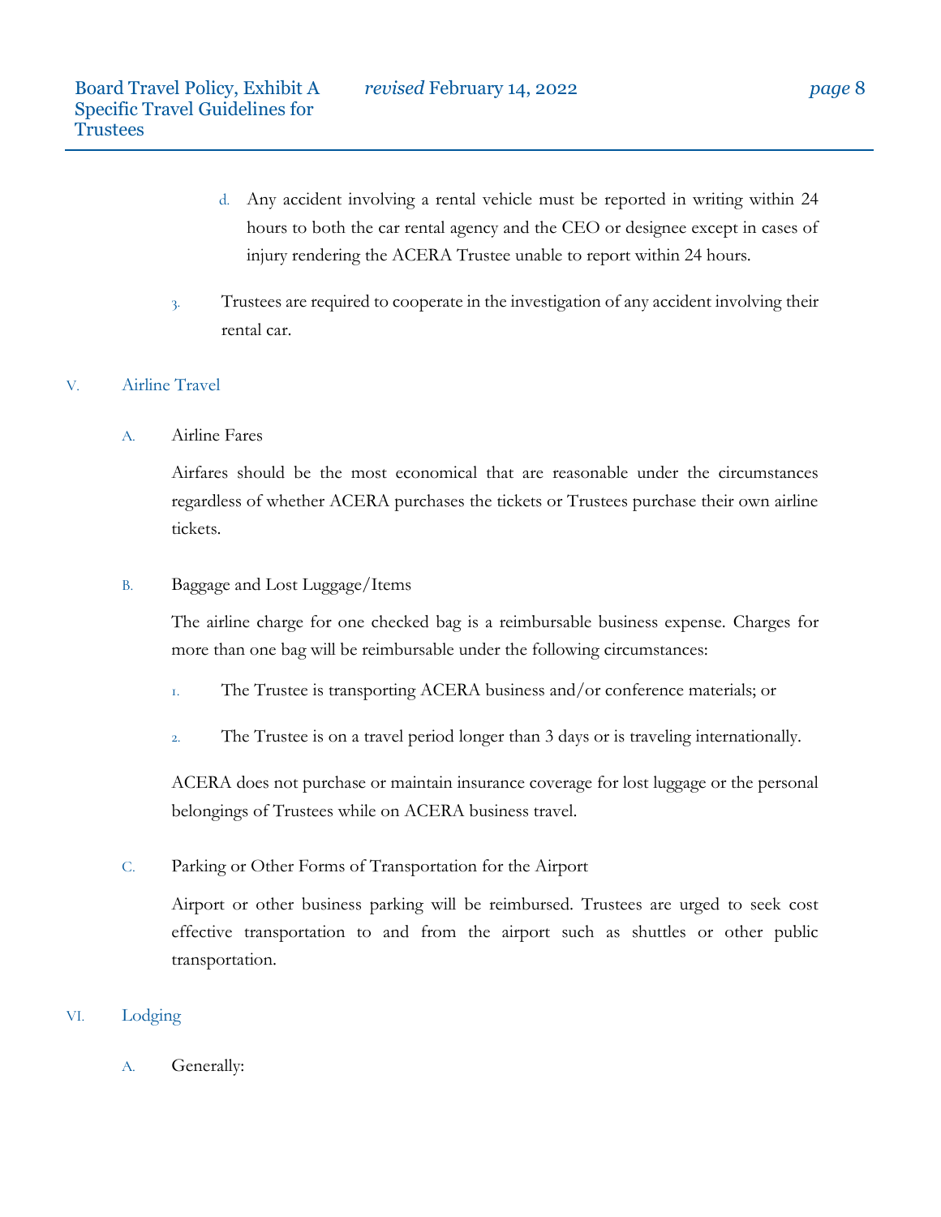d. Any accident involving a rental vehicle must be reported in writing within 24 hours to both the car rental agency and the CEO or designee except in cases of injury rendering the ACERA Trustee unable to report within 24 hours.

3. Trustees are required to cooperate in the investigation of any accident involving their rental car.

## V. Airline Travel

### A. Airline Fares

Airfares should be the most economical that are reasonable under the circumstances regardless of whether ACERA purchases the tickets or Trustees purchase their own airline tickets.

### B. Baggage and Lost Luggage/Items

The airline charge for one checked bag is a reimbursable business expense. Charges for more than one bag will be reimbursable under the following circumstances:

1. The Trustee is transporting ACERA business and/or conference materials; or
2. The Trustee is on a travel period longer than 3 days or is traveling internationally.

ACERA does not purchase or maintain insurance coverage for lost luggage or the personal belongings of Trustees while on ACERA business travel.

### C. Parking or Other Forms of Transportation for the Airport

Airport or other business parking will be reimbursed. Trustees are urged to seek cost effective transportation to and from the airport such as shuttles or other public transportation.

## VI. Lodging

### A. Generally: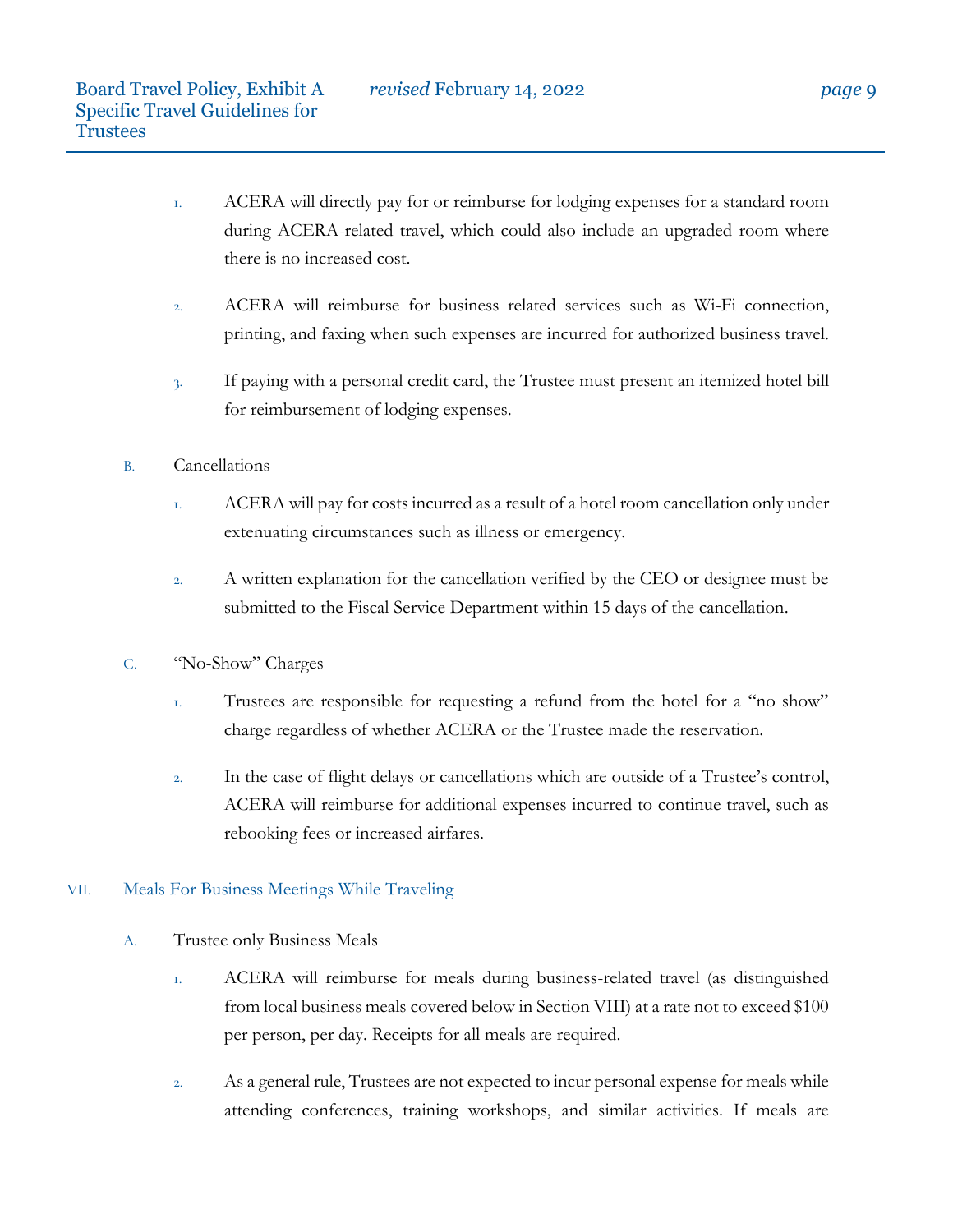1. ACERA will directly pay for or reimburse for lodging expenses for a standard room during ACERA-related travel, which could also include an upgraded room where there is no increased cost.

2. ACERA will reimburse for business related services such as Wi-Fi connection, printing, and faxing when such expenses are incurred for authorized business travel.

3. If paying with a personal credit card, the Trustee must present an itemized hotel bill for reimbursement of lodging expenses.

B. Cancellations

1. ACERA will pay for costs incurred as a result of a hotel room cancellation only under extenuating circumstances such as illness or emergency.

2. A written explanation for the cancellation verified by the CEO or designee must be submitted to the Fiscal Service Department within 15 days of the cancellation.

C. "No-Show" Charges

1. Trustees are responsible for requesting a refund from the hotel for a "no show" charge regardless of whether ACERA or the Trustee made the reservation.

2. In the case of flight delays or cancellations which are outside of a Trustee's control, ACERA will reimburse for additional expenses incurred to continue travel, such as rebooking fees or increased airfares.

## VII. Meals For Business Meetings While Traveling

A. Trustee only Business Meals

1. ACERA will reimburse for meals during business-related travel (as distinguished from local business meals covered below in Section VIII) at a rate not to exceed $100 per person, per day. Receipts for all meals are required.

2. As a general rule, Trustees are not expected to incur personal expense for meals while attending conferences, training workshops, and similar activities. If meals are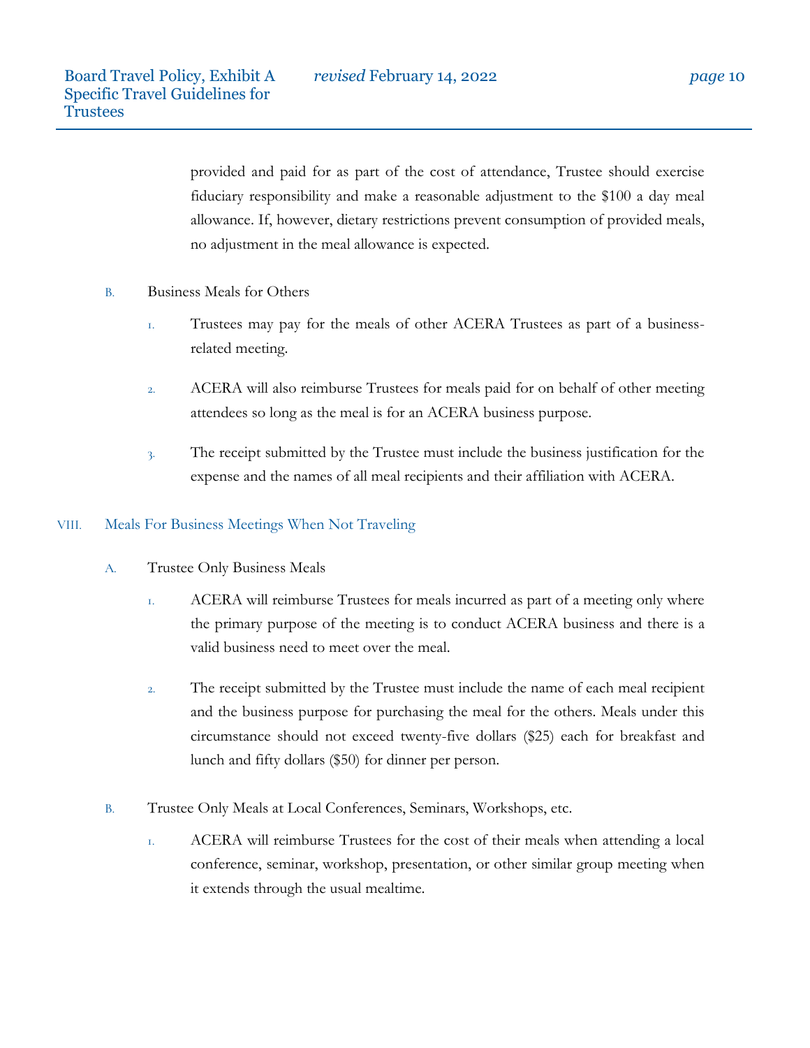provided and paid for as part of the cost of attendance, Trustee should exercise fiduciary responsibility and make a reasonable adjustment to the $100 a day meal allowance. If, however, dietary restrictions prevent consumption of provided meals, no adjustment in the meal allowance is expected.

B. Business Meals for Others

1. Trustees may pay for the meals of other ACERA Trustees as part of a business-related meeting.

2. ACERA will also reimburse Trustees for meals paid for on behalf of other meeting attendees so long as the meal is for an ACERA business purpose.

3. The receipt submitted by the Trustee must include the business justification for the expense and the names of all meal recipients and their affiliation with ACERA.

## VIII. Meals For Business Meetings When Not Traveling

A. Trustee Only Business Meals

1. ACERA will reimburse Trustees for meals incurred as part of a meeting only where the primary purpose of the meeting is to conduct ACERA business and there is a valid business need to meet over the meal.

2. The receipt submitted by the Trustee must include the name of each meal recipient and the business purpose for purchasing the meal for the others. Meals under this circumstance should not exceed twenty-five dollars ($25) each for breakfast and lunch and fifty dollars ($50) for dinner per person.

B. Trustee Only Meals at Local Conferences, Seminars, Workshops, etc.

1. ACERA will reimburse Trustees for the cost of their meals when attending a local conference, seminar, workshop, presentation, or other similar group meeting when it extends through the usual mealtime.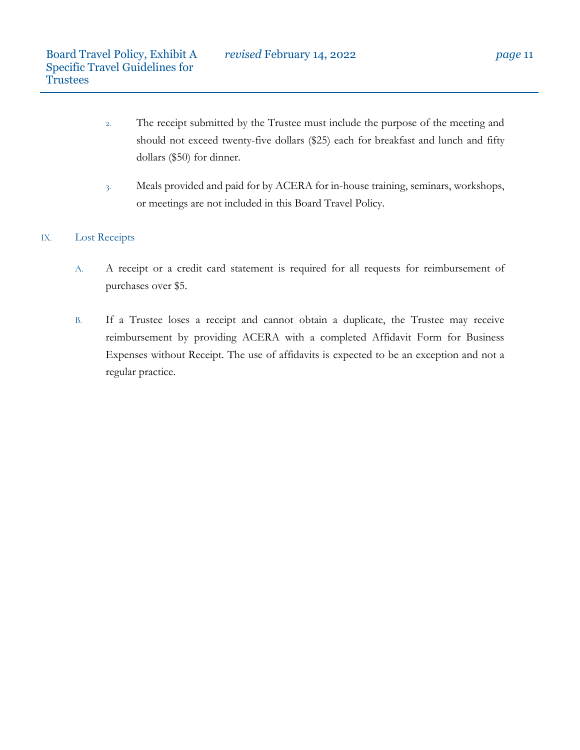2. The receipt submitted by the Trustee must include the purpose of the meeting and should not exceed twenty-five dollars ($25) each for breakfast and lunch and fifty dollars ($50) for dinner.

3. Meals provided and paid for by ACERA for in-house training, seminars, workshops, or meetings are not included in this Board Travel Policy.

## IX. Lost Receipts

A. A receipt or a credit card statement is required for all requests for reimbursement of purchases over $5.

B. If a Trustee loses a receipt and cannot obtain a duplicate, the Trustee may receive reimbursement by providing ACERA with a completed Affidavit Form for Business Expenses without Receipt. The use of affidavits is expected to be an exception and not a regular practice.